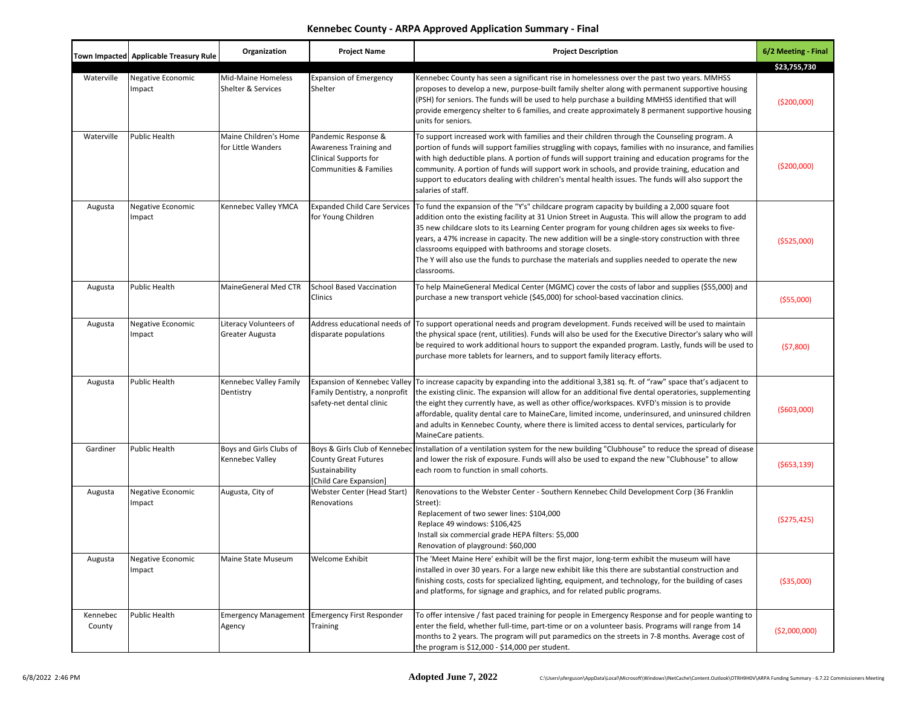# Kennebec County - ARPA Approved Application Summary - Final

| Town Impacted | Applicable Treasury Rule | Organization | Project Name | Project Description | 6/2 Meeting - Final |
|---|---|---|---|---|---|
| | | | | | $23,755,730 |
| Waterville | Negative Economic Impact | Mid-Maine Homeless Shelter & Services | Expansion of Emergency Shelter | Kennebec County has seen a significant rise in homelessness over the past two years. MMHSS proposes to develop a new, purpose-built family shelter along with permanent supportive housing (PSH) for seniors. The funds will be used to help purchase a building MMHSS identified that will provide emergency shelter to 6 families, and create approximately 8 permanent supportive housing units for seniors. | ($200,000) |
| Waterville | Public Health | Maine Children's Home for Little Wanders | Pandemic Response & Awareness Training and Clinical Supports for Communities & Families | To support increased work with families and their children through the Counseling program. A portion of funds will support families struggling with copays, families with no insurance, and families with high deductible plans. A portion of funds will support training and education programs for the community. A portion of funds will support work in schools, and provide training, education and support to educators dealing with children's mental health issues. The funds will also support the salaries of staff. | ($200,000) |
| Augusta | Negative Economic Impact | Kennebec Valley YMCA | Expanded Child Care Services for Young Children | To fund the expansion of the "Y's" childcare program capacity by building a 2,000 square foot addition onto the existing facility at 31 Union Street in Augusta. This will allow the program to add 35 new childcare slots to its Learning Center program for young children ages six weeks to five-years, a 47% increase in capacity. The new addition will be a single-story construction with three classrooms equipped with bathrooms and storage closets. The Y will also use the funds to purchase the materials and supplies needed to operate the new classrooms. | ($525,000) |
| Augusta | Public Health | MaineGeneral Med CTR | School Based Vaccination Clinics | To help MaineGeneral Medical Center (MGMC) cover the costs of labor and supplies ($55,000) and purchase a new transport vehicle ($45,000) for school-based vaccination clinics. | ($55,000) |
| Augusta | Negative Economic Impact | Literacy Volunteers of Greater Augusta | Address educational needs of disparate populations | To support operational needs and program development. Funds received will be used to maintain the physical space (rent, utilities). Funds will also be used for the Executive Director's salary who will be required to work additional hours to support the expanded program. Lastly, funds will be used to purchase more tablets for learners, and to support family literacy efforts. | ($7,800) |
| Augusta | Public Health | Kennebec Valley Family Dentistry | Expansion of Kennebec Valley Family Dentistry, a nonprofit safety-net dental clinic | To increase capacity by expanding into the additional 3,381 sq. ft. of "raw" space that's adjacent to the existing clinic. The expansion will allow for an additional five dental operatories, supplementing the eight they currently have, as well as other office/workspaces. KVFD's mission is to provide affordable, quality dental care to MaineCare, limited income, underinsured, and uninsured children and adults in Kennebec County, where there is limited access to dental services, particularly for MaineCare patients. | ($603,000) |
| Gardiner | Public Health | Boys and Girls Clubs of Kennebec Valley | Boys & Girls Club of Kennebec County Great Futures Sustainability [Child Care Expansion] | Installation of a ventilation system for the new building "Clubhouse" to reduce the spread of disease and lower the risk of exposure. Funds will also be used to expand the new "Clubhouse" to allow each room to function in small cohorts. | ($653,139) |
| Augusta | Negative Economic Impact | Augusta, City of | Webster Center (Head Start) Renovations | Renovations to the Webster Center - Southern Kennebec Child Development Corp (36 Franklin Street):<br>Replacement of two sewer lines: $104,000<br>Replace 49 windows: $106,425<br>Install six commercial grade HEPA filters: $5,000<br>Renovation of playground: $60,000 | ($275,425) |
| Augusta | Negative Economic Impact | Maine State Museum | Welcome Exhibit | The 'Meet Maine Here' exhibit will be the first major, long-term exhibit the museum will have installed in over 30 years. For a large new exhibit like this there are substantial construction and finishing costs, costs for specialized lighting, equipment, and technology, for the building of cases and platforms, for signage and graphics, and for related public programs. | ($35,000) |
| Kennebec County | Public Health | Emergency Management Agency | Emergency First Responder Training | To offer intensive / fast paced training for people in Emergency Response and for people wanting to enter the field, whether full-time, part-time or on a volunteer basis. Programs will range from 14 months to 2 years. The program will put paramedics on the streets in 7-8 months. Average cost of the program is $12,000 - $14,000 per student. | ($2,000,000) |

6/8/2022 2:46 PM **Adopted June 7, 2022** C:\Users\sferguson\AppData\Local\Microsoft\Windows\INetCache\Content.Outlook\OTRH9H0V\ARPA Funding Summary - 6.7.22 Commissioners Meeting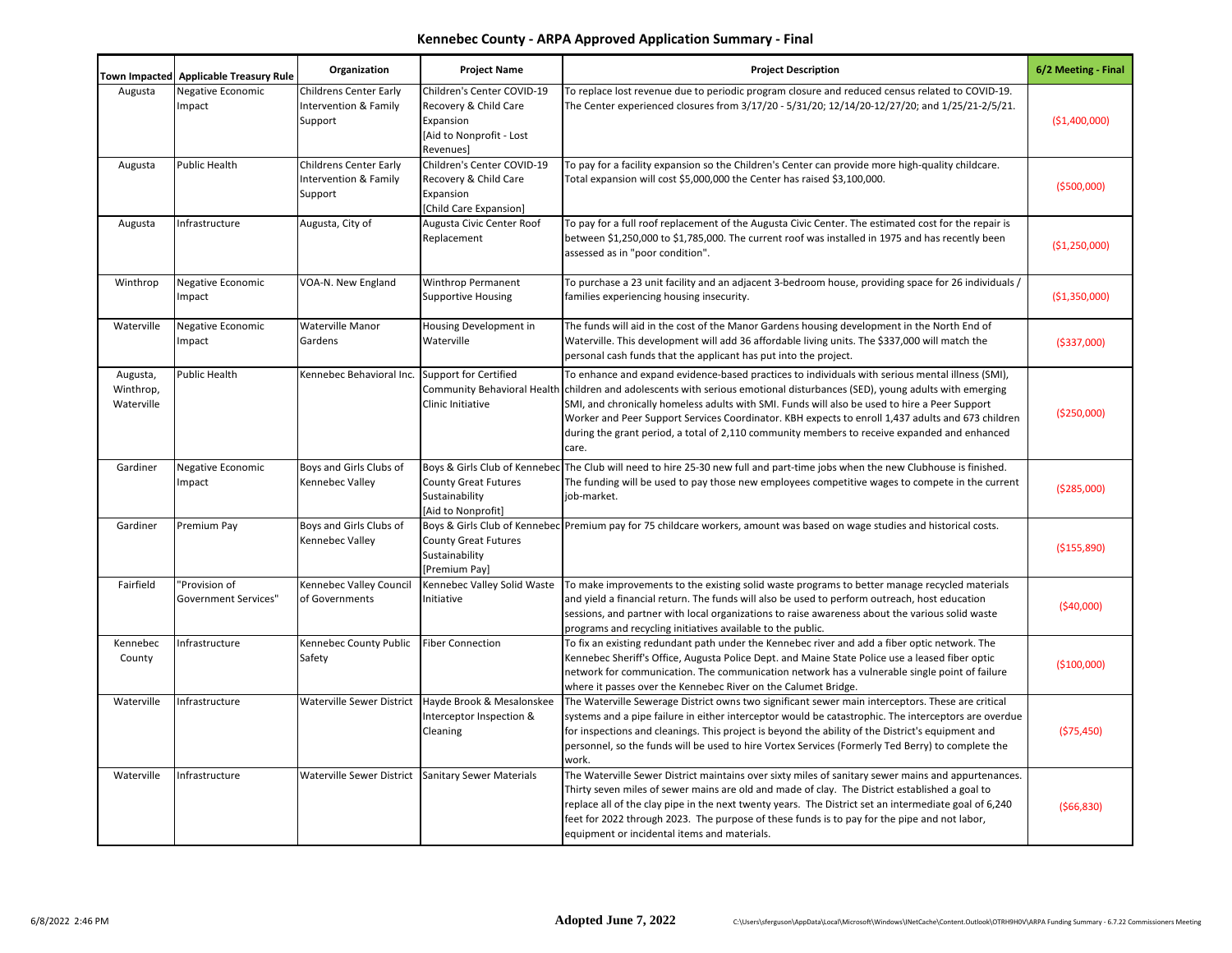# Kennebec County - ARPA Approved Application Summary - Final

| Town Impacted | Applicable Treasury Rule | Organization | Project Name | Project Description | 6/2 Meeting - Final |
|---|---|---|---|---|---|
| Augusta | Negative Economic Impact | Childrens Center Early Intervention & Family Support | Children's Center COVID-19 Recovery & Child Care Expansion [Aid to Nonprofit - Lost Revenues] | To replace lost revenue due to periodic program closure and reduced census related to COVID-19. The Center experienced closures from 3/17/20 - 5/31/20; 12/14/20-12/27/20; and 1/25/21-2/5/21. | ($1,400,000) |
| Augusta | Public Health | Childrens Center Early Intervention & Family Support | Children's Center COVID-19 Recovery & Child Care Expansion [Child Care Expansion] | To pay for a facility expansion so the Children's Center can provide more high-quality childcare. Total expansion will cost $5,000,000 the Center has raised $3,100,000. | ($500,000) |
| Augusta | Infrastructure | Augusta, City of | Augusta Civic Center Roof Replacement | To pay for a full roof replacement of the Augusta Civic Center. The estimated cost for the repair is between $1,250,000 to $1,785,000. The current roof was installed in 1975 and has recently been assessed as in "poor condition". | ($1,250,000) |
| Winthrop | Negative Economic Impact | VOA-N. New England | Winthrop Permanent Supportive Housing | To purchase a 23 unit facility and an adjacent 3-bedroom house, providing space for 26 individuals / families experiencing housing insecurity. | ($1,350,000) |
| Waterville | Negative Economic Impact | Waterville Manor Gardens | Housing Development in Waterville | The funds will aid in the cost of the Manor Gardens housing development in the North End of Waterville. This development will add 36 affordable living units. The $337,000 will match the personal cash funds that the applicant has put into the project. | ($337,000) |
| Augusta, Winthrop, Waterville | Public Health | Kennebec Behavioral Inc. | Support for Certified Community Behavioral Health Clinic Initiative | To enhance and expand evidence-based practices to individuals with serious mental illness (SMI), children and adolescents with serious emotional disturbances (SED), young adults with emerging SMI, and chronically homeless adults with SMI. Funds will also be used to hire a Peer Support Worker and Peer Support Services Coordinator. KBH expects to enroll 1,437 adults and 673 children during the grant period, a total of 2,110 community members to receive expanded and enhanced care. | ($250,000) |
| Gardiner | Negative Economic Impact | Boys and Girls Clubs of Kennebec Valley | Boys & Girls Club of Kennebec County Great Futures Sustainability [Aid to Nonprofit] | The Club will need to hire 25-30 new full and part-time jobs when the new Clubhouse is finished. The funding will be used to pay those new employees competitive wages to compete in the current job-market. | ($285,000) |
| Gardiner | Premium Pay | Boys and Girls Clubs of Kennebec Valley | Boys & Girls Club of Kennebec County Great Futures Sustainability [Premium Pay] | Premium pay for 75 childcare workers, amount was based on wage studies and historical costs. | ($155,890) |
| Fairfield | "Provision of Government Services" | Kennebec Valley Council of Governments | Kennebec Valley Solid Waste Initiative | To make improvements to the existing solid waste programs to better manage recycled materials and yield a financial return. The funds will also be used to perform outreach, host education sessions, and partner with local organizations to raise awareness about the various solid waste programs and recycling initiatives available to the public. | ($40,000) |
| Kennebec County | Infrastructure | Kennebec County Public Safety | Fiber Connection | To fix an existing redundant path under the Kennebec river and add a fiber optic network. The Kennebec Sheriff's Office, Augusta Police Dept. and Maine State Police use a leased fiber optic network for communication. The communication network has a vulnerable single point of failure where it passes over the Kennebec River on the Calumet Bridge. | ($100,000) |
| Waterville | Infrastructure | Waterville Sewer District | Hayde Brook & Mesalonskee Interceptor Inspection & Cleaning | The Waterville Sewerage District owns two significant sewer main interceptors. These are critical systems and a pipe failure in either interceptor would be catastrophic. The interceptors are overdue for inspections and cleanings. This project is beyond the ability of the District's equipment and personnel, so the funds will be used to hire Vortex Services (Formerly Ted Berry) to complete the work. | ($75,450) |
| Waterville | Infrastructure | Waterville Sewer District | Sanitary Sewer Materials | The Waterville Sewer District maintains over sixty miles of sanitary sewer mains and appurtenances. Thirty seven miles of sewer mains are old and made of clay. The District established a goal to replace all of the clay pipe in the next twenty years. The District set an intermediate goal of 6,240 feet for 2022 through 2023. The purpose of these funds is to pay for the pipe and not labor, equipment or incidental items and materials. | ($66,830) |

**Adopted June 7, 2022**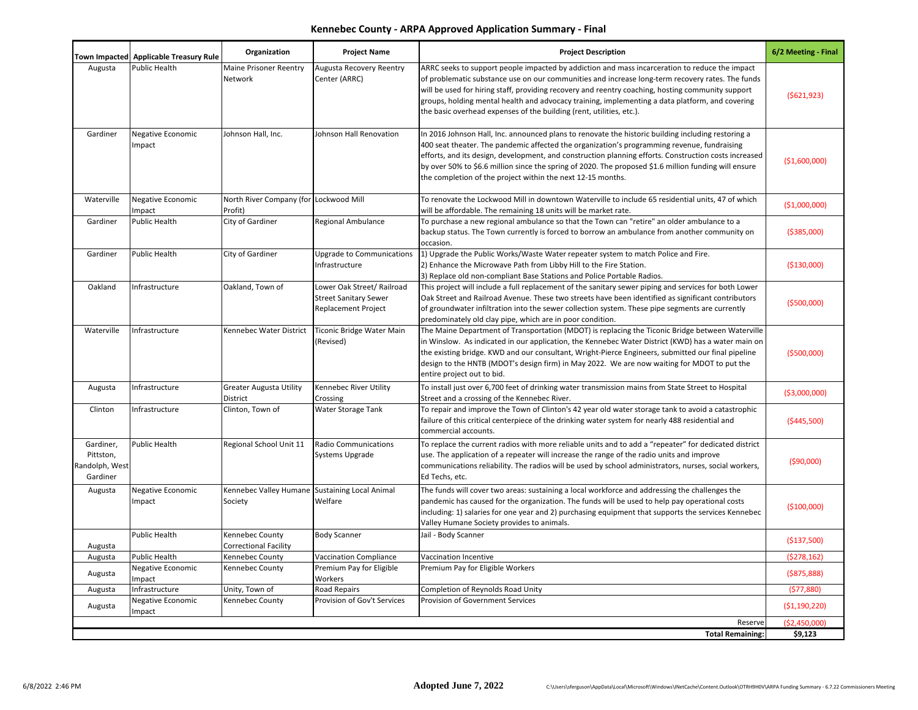# Kennebec County - ARPA Approved Application Summary - Final

| Town Impacted | Applicable Treasury Rule | Organization | Project Name | Project Description | 6/2 Meeting - Final |
|---|---|---|---|---|---|
| Augusta | Public Health | Maine Prisoner Reentry Network | Augusta Recovery Reentry Center (ARRC) | ARRC seeks to support people impacted by addiction and mass incarceration to reduce the impact of problematic substance use on our communities and increase long-term recovery rates. The funds will be used for hiring staff, providing recovery and reentry coaching, hosting community support groups, holding mental health and advocacy training, implementing a data platform, and covering the basic overhead expenses of the building (rent, utilities, etc.). | ($621,923) |
| Gardiner | Negative Economic Impact | Johnson Hall, Inc. | Johnson Hall Renovation | In 2016 Johnson Hall, Inc. announced plans to renovate the historic building including restoring a 400 seat theater. The pandemic affected the organization's programming revenue, fundraising efforts, and its design, development, and construction planning efforts. Construction costs increased by over 50% to $6.6 million since the spring of 2020. The proposed $1.6 million funding will ensure the completion of the project within the next 12-15 months. | ($1,600,000) |
| Waterville | Negative Economic Impact | North River Company (for Profit) | Lockwood Mill | To renovate the Lockwood Mill in downtown Waterville to include 65 residential units, 47 of which will be affordable. The remaining 18 units will be market rate. | ($1,000,000) |
| Gardiner | Public Health | City of Gardiner | Regional Ambulance | To purchase a new regional ambulance so that the Town can "retire" an older ambulance to a backup status. The Town currently is forced to borrow an ambulance from another community on occasion. | ($385,000) |
| Gardiner | Public Health | City of Gardiner | Upgrade to Communications Infrastructure | 1) Upgrade the Public Works/Waste Water repeater system to match Police and Fire.<br>2) Enhance the Microwave Path from Libby Hill to the Fire Station.<br>3) Replace old non-compliant Base Stations and Police Portable Radios. | ($130,000) |
| Oakland | Infrastructure | Oakland, Town of | Lower Oak Street/ Railroad Street Sanitary Sewer Replacement Project | This project will include a full replacement of the sanitary sewer piping and services for both Lower Oak Street and Railroad Avenue. These two streets have been identified as significant contributors of groundwater infiltration into the sewer collection system. These pipe segments are currently predominately old clay pipe, which are in poor condition. | ($500,000) |
| Waterville | Infrastructure | Kennebec Water District | Ticonic Bridge Water Main (Revised) | The Maine Department of Transportation (MDOT) is replacing the Ticonic Bridge between Waterville in Winslow. As indicated in our application, the Kennebec Water District (KWD) has a water main on the existing bridge. KWD and our consultant, Wright-Pierce Engineers, submitted our final pipeline design to the HNTB (MDOT's design firm) in May 2022. We are now waiting for MDOT to put the entire project out to bid. | ($500,000) |
| Augusta | Infrastructure | Greater Augusta Utility District | Kennebec River Utility Crossing | To install just over 6,700 feet of drinking water transmission mains from State Street to Hospital Street and a crossing of the Kennebec River. | ($3,000,000) |
| Clinton | Infrastructure | Clinton, Town of | Water Storage Tank | To repair and improve the Town of Clinton's 42 year old water storage tank to avoid a catastrophic failure of this critical centerpiece of the drinking water system for nearly 488 residential and commercial accounts. | ($445,500) |
| Gardiner, Pittston, Randolph, West Gardiner | Public Health | Regional School Unit 11 | Radio Communications Systems Upgrade | To replace the current radios with more reliable units and to add a "repeater" for dedicated district use. The application of a repeater will increase the range of the radio units and improve communications reliability. The radios will be used by school administrators, nurses, social workers, Ed Techs, etc. | ($90,000) |
| Augusta | Negative Economic Impact | Kennebec Valley Humane Society | Sustaining Local Animal Welfare | The funds will cover two areas: sustaining a local workforce and addressing the challenges the pandemic has caused for the organization. The funds will be used to help pay operational costs including: 1) salaries for one year and 2) purchasing equipment that supports the services Kennebec Valley Humane Society provides to animals. | ($100,000) |
| Augusta | Public Health | Kennebec County Correctional Facility | Body Scanner | Jail - Body Scanner | ($137,500) |
| Augusta | Public Health | Kennebec County | Vaccination Compliance | Vaccination Incentive | ($278,162) |
| Augusta | Negative Economic Impact | Kennebec County | Premium Pay for Eligible Workers | Premium Pay for Eligible Workers | ($875,888) |
| Augusta | Infrastructure | Unity, Town of | Road Repairs | Completion of Reynolds Road Unity | ($77,880) |
| Augusta | Negative Economic Impact | Kennebec County | Provision of Gov't Services | Provision of Government Services | ($1,190,220) |
| | | | | Reserve | ($2,450,000) |
| | | | | **Total Remaining:** | **$9,123** |

6/8/2022 2:46 PM

**Adopted June 7, 2022**

C:\Users\sferguson\AppData\Local\Microsoft\Windows\INetCache\Content.Outlook\OTRH9H0V\ARPA Funding Summary - 6.7.22 Commissioners Meeting